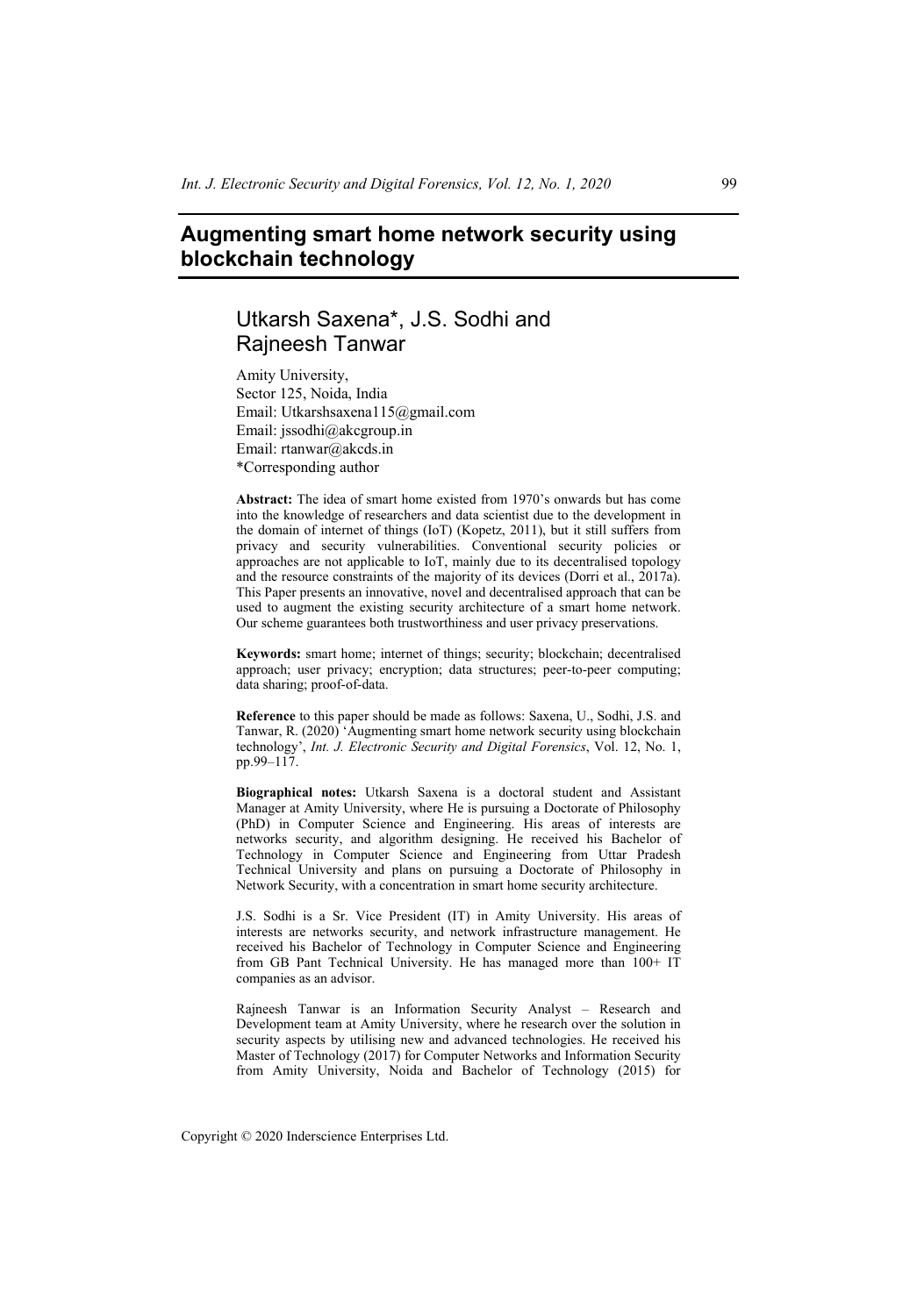# Augmenting smart home network security using blockchain technology

## Utkarsh Saxena*, J.S. Sodhi and Rajneesh Tanwar

Amity University,
Sector 125, Noida, India
Email: Utkarshsaxena115@gmail.com
Email: jssodhi@akcgroup.in
Email: rtanwar@akcds.in
*Corresponding author

**Abstract:** The idea of smart home existed from 1970's onwards but has come into the knowledge of researchers and data scientist due to the development in the domain of internet of things (IoT) (Kopetz, 2011), but it still suffers from privacy and security vulnerabilities. Conventional security policies or approaches are not applicable to IoT, mainly due to its decentralised topology and the resource constraints of the majority of its devices (Dorri et al., 2017a). This Paper presents an innovative, novel and decentralised approach that can be used to augment the existing security architecture of a smart home network. Our scheme guarantees both trustworthiness and user privacy preservations.

**Keywords:** smart home; internet of things; security; blockchain; decentralised approach; user privacy; encryption; data structures; peer-to-peer computing; data sharing; proof-of-data.

**Reference** to this paper should be made as follows: Saxena, U., Sodhi, J.S. and Tanwar, R. (2020) 'Augmenting smart home network security using blockchain technology', *Int. J. Electronic Security and Digital Forensics*, Vol. 12, No. 1, pp.99–117.

**Biographical notes:** Utkarsh Saxena is a doctoral student and Assistant Manager at Amity University, where He is pursuing a Doctorate of Philosophy (PhD) in Computer Science and Engineering. His areas of interests are networks security, and algorithm designing. He received his Bachelor of Technology in Computer Science and Engineering from Uttar Pradesh Technical University and plans on pursuing a Doctorate of Philosophy in Network Security, with a concentration in smart home security architecture.

J.S. Sodhi is a Sr. Vice President (IT) in Amity University. His areas of interests are networks security, and network infrastructure management. He received his Bachelor of Technology in Computer Science and Engineering from GB Pant Technical University. He has managed more than 100+ IT companies as an advisor.

Rajneesh Tanwar is an Information Security Analyst – Research and Development team at Amity University, where he research over the solution in security aspects by utilising new and advanced technologies. He received his Master of Technology (2017) for Computer Networks and Information Security from Amity University, Noida and Bachelor of Technology (2015) for

Copyright © 2020 Inderscience Enterprises Ltd.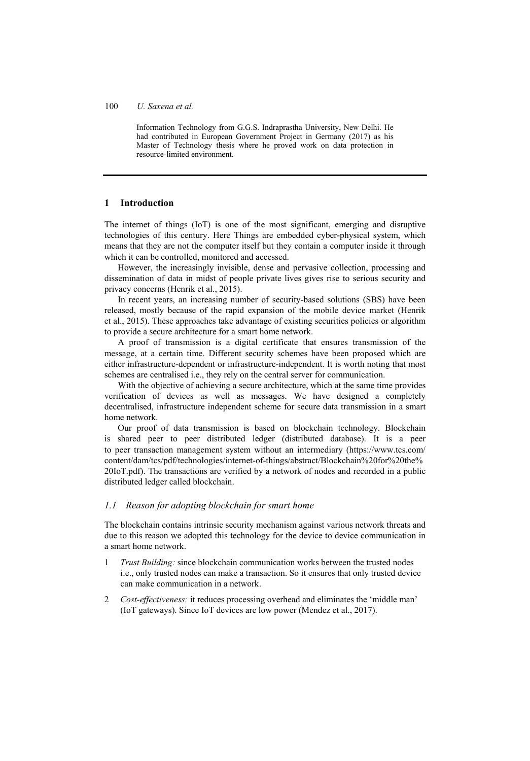Information Technology from G.G.S. Indraprastha University, New Delhi. He had contributed in European Government Project in Germany (2017) as his Master of Technology thesis where he proved work on data protection in resource-limited environment.

## 1 Introduction

The internet of things (IoT) is one of the most significant, emerging and disruptive technologies of this century. Here Things are embedded cyber-physical system, which means that they are not the computer itself but they contain a computer inside it through which it can be controlled, monitored and accessed.

However, the increasingly invisible, dense and pervasive collection, processing and dissemination of data in midst of people private lives gives rise to serious security and privacy concerns (Henrik et al., 2015).

In recent years, an increasing number of security-based solutions (SBS) have been released, mostly because of the rapid expansion of the mobile device market (Henrik et al., 2015). These approaches take advantage of existing securities policies or algorithm to provide a secure architecture for a smart home network.

A proof of transmission is a digital certificate that ensures transmission of the message, at a certain time. Different security schemes have been proposed which are either infrastructure-dependent or infrastructure-independent. It is worth noting that most schemes are centralised i.e., they rely on the central server for communication.

With the objective of achieving a secure architecture, which at the same time provides verification of devices as well as messages. We have designed a completely decentralised, infrastructure independent scheme for secure data transmission in a smart home network.

Our proof of data transmission is based on blockchain technology. Blockchain is shared peer to peer distributed ledger (distributed database). It is a peer to peer transaction management system without an intermediary (https://www.tcs.com/content/dam/tcs/pdf/technologies/internet-of-things/abstract/Blockchain%20for%20the%20IoT.pdf). The transactions are verified by a network of nodes and recorded in a public distributed ledger called blockchain.

### *1.1 Reason for adopting blockchain for smart home*

The blockchain contains intrinsic security mechanism against various network threats and due to this reason we adopted this technology for the device to device communication in a smart home network.

1 *Trust Building:* since blockchain communication works between the trusted nodes i.e., only trusted nodes can make a transaction. So it ensures that only trusted device can make communication in a network.

2 *Cost-effectiveness:* it reduces processing overhead and eliminates the 'middle man' (IoT gateways). Since IoT devices are low power (Mendez et al., 2017).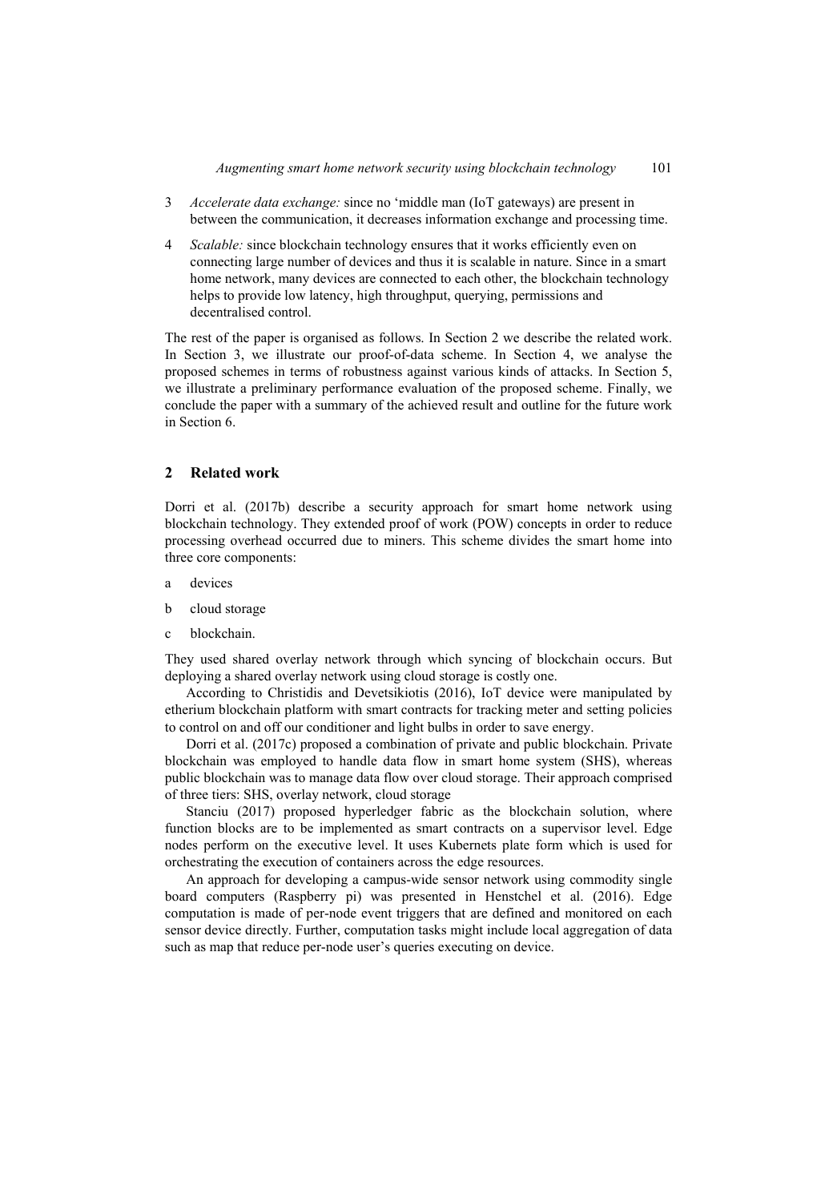3 *Accelerate data exchange:* since no 'middle man (IoT gateways) are present in between the communication, it decreases information exchange and processing time.

4 *Scalable:* since blockchain technology ensures that it works efficiently even on connecting large number of devices and thus it is scalable in nature. Since in a smart home network, many devices are connected to each other, the blockchain technology helps to provide low latency, high throughput, querying, permissions and decentralised control.

The rest of the paper is organised as follows. In Section 2 we describe the related work. In Section 3, we illustrate our proof-of-data scheme. In Section 4, we analyse the proposed schemes in terms of robustness against various kinds of attacks. In Section 5, we illustrate a preliminary performance evaluation of the proposed scheme. Finally, we conclude the paper with a summary of the achieved result and outline for the future work in Section 6.

## 2 Related work

Dorri et al. (2017b) describe a security approach for smart home network using blockchain technology. They extended proof of work (POW) concepts in order to reduce processing overhead occurred due to miners. This scheme divides the smart home into three core components:

a devices

b cloud storage

c blockchain.

They used shared overlay network through which syncing of blockchain occurs. But deploying a shared overlay network using cloud storage is costly one.

According to Christidis and Devetsikiotis (2016), IoT device were manipulated by etherium blockchain platform with smart contracts for tracking meter and setting policies to control on and off our conditioner and light bulbs in order to save energy.

Dorri et al. (2017c) proposed a combination of private and public blockchain. Private blockchain was employed to handle data flow in smart home system (SHS), whereas public blockchain was to manage data flow over cloud storage. Their approach comprised of three tiers: SHS, overlay network, cloud storage

Stanciu (2017) proposed hyperledger fabric as the blockchain solution, where function blocks are to be implemented as smart contracts on a supervisor level. Edge nodes perform on the executive level. It uses Kubernets plate form which is used for orchestrating the execution of containers across the edge resources.

An approach for developing a campus-wide sensor network using commodity single board computers (Raspberry pi) was presented in Henstchel et al. (2016). Edge computation is made of per-node event triggers that are defined and monitored on each sensor device directly. Further, computation tasks might include local aggregation of data such as map that reduce per-node user's queries executing on device.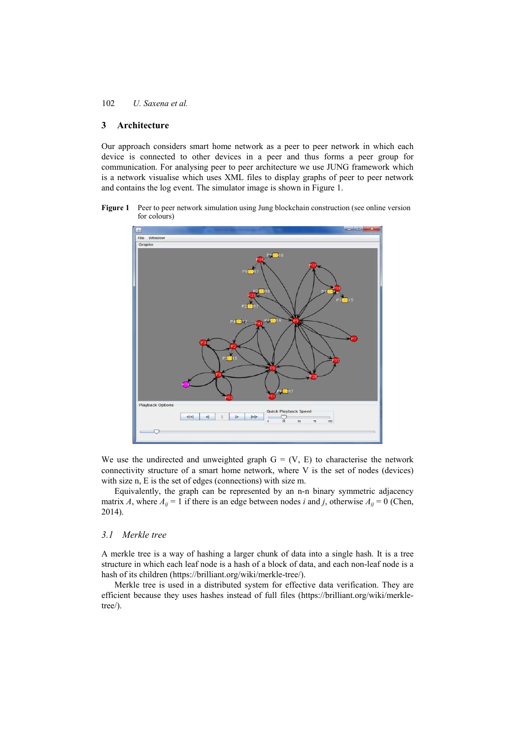## 3 Architecture

Our approach considers smart home network as a peer to peer network in which each device is connected to other devices in a peer and thus forms a peer group for communication. For analysing peer to peer architecture we use JUNG framework which is a network visualise which uses XML files to display graphs of peer to peer network and contains the log event. The simulator image is shown in Figure 1.

**Figure 1** Peer to peer network simulation using Jung blockchain construction (see online version for colours)

We use the undirected and unweighted graph G = (V, E) to characterise the network connectivity structure of a smart home network, where V is the set of nodes (devices) with size n, E is the set of edges (connections) with size m.

Equivalently, the graph can be represented by an n-n binary symmetric adjacency matrix $A$, where $A_{ij} = 1$ if there is an edge between nodes $i$ and $j$, otherwise $A_{ij} = 0$ (Chen, 2014).

### *3.1 Merkle tree*

A merkle tree is a way of hashing a larger chunk of data into a single hash. It is a tree structure in which each leaf node is a hash of a block of data, and each non-leaf node is a hash of its children (https://brilliant.org/wiki/merkle-tree/).

Merkle tree is used in a distributed system for effective data verification. They are efficient because they uses hashes instead of full files (https://brilliant.org/wiki/merkle-tree/).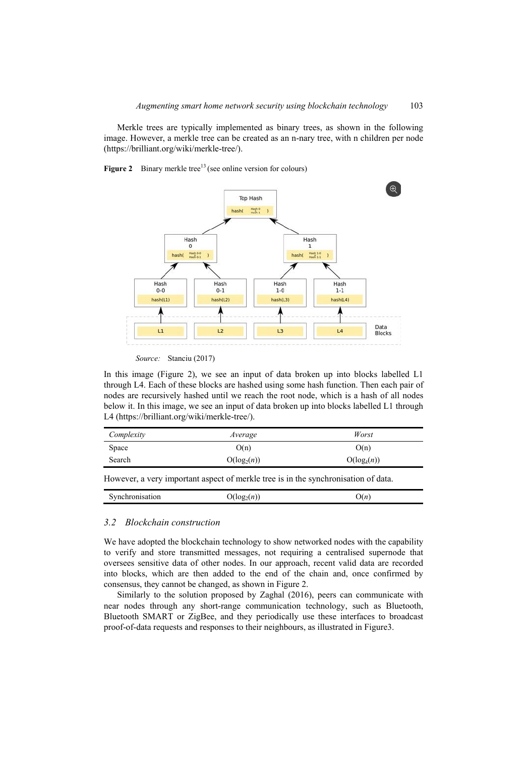Merkle trees are typically implemented as binary trees, as shown in the following image. However, a merkle tree can be created as an n-nary tree, with n children per node (https://brilliant.org/wiki/merkle-tree/).

**Figure 2** Binary merkle tree[13] (see online version for colours)

*Source:* Stanciu (2017)

In this image (Figure 2), we see an input of data broken up into blocks labelled L1 through L4. Each of these blocks are hashed using some hash function. Then each pair of nodes are recursively hashed until we reach the root node, which is a hash of all nodes below it. In this image, we see an input of data broken up into blocks labelled L1 through L4 (https://brilliant.org/wiki/merkle-tree/).

| *Complexity* | *Average* | *Worst* |
|---|---|---|
| Space | O(n) | O(n) |
| Search | $O(\log_2(n))$ | $O(\log_k(n))$ |

However, a very important aspect of merkle tree is in the synchronisation of data.

| | | |
|---|---|---|
| Synchronisation | $O(\log_2(n))$ | $O(n)$ |

### 3.2 Blockchain construction

We have adopted the blockchain technology to show networked nodes with the capability to verify and store transmitted messages, not requiring a centralised supernode that oversees sensitive data of other nodes. In our approach, recent valid data are recorded into blocks, which are then added to the end of the chain and, once confirmed by consensus, they cannot be changed, as shown in Figure 2.

Similarly to the solution proposed by Zaghal (2016), peers can communicate with near nodes through any short-range communication technology, such as Bluetooth, Bluetooth SMART or ZigBee, and they periodically use these interfaces to broadcast proof-of-data requests and responses to their neighbours, as illustrated in Figure3.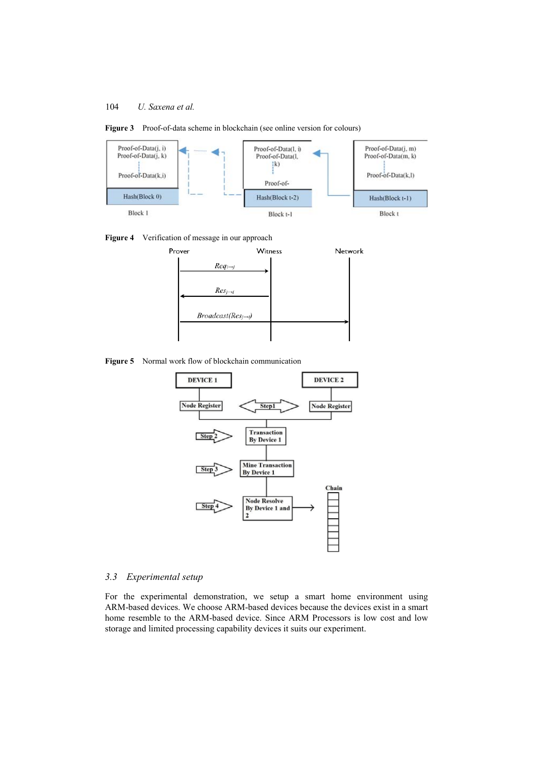**Figure 3** Proof-of-data scheme in blockchain (see online version for colours)

**Figure 4** Verification of message in our approach

**Figure 5** Normal work flow of blockchain communication

### 3.3 Experimental setup

For the experimental demonstration, we setup a smart home environment using ARM-based devices. We choose ARM-based devices because the devices exist in a smart home resemble to the ARM-based device. Since ARM Processors is low cost and low storage and limited processing capability devices it suits our experiment.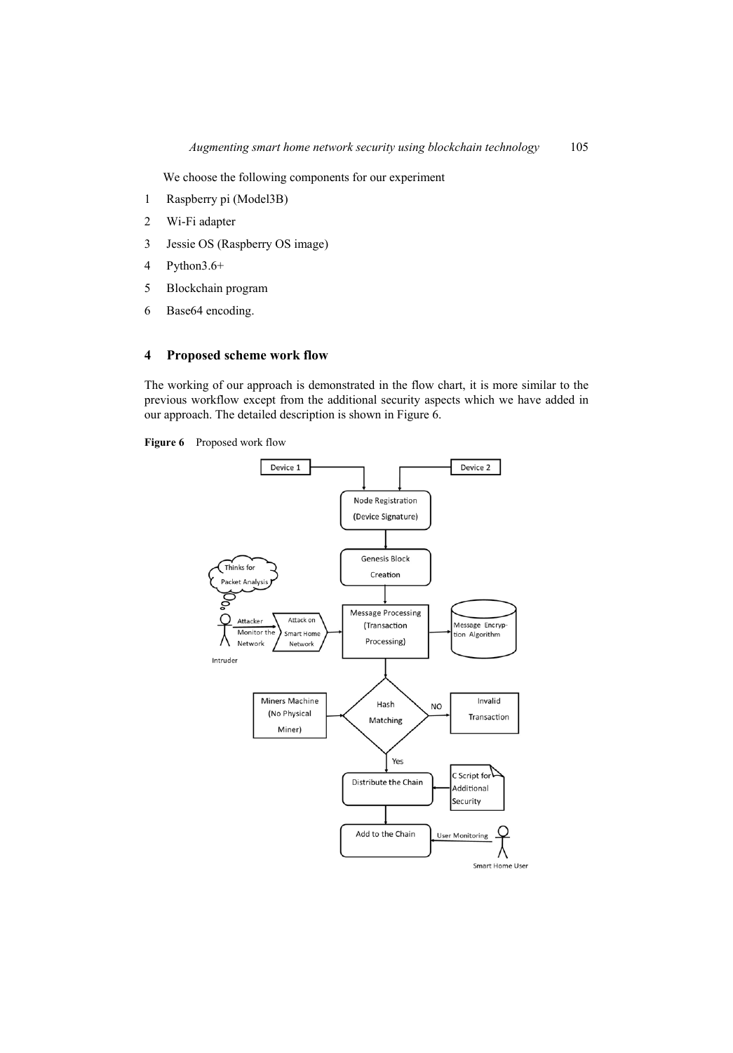We choose the following components for our experiment

1. Raspberry pi (Model3B)
2. Wi-Fi adapter
3. Jessie OS (Raspberry OS image)
4. Python3.6+
5. Blockchain program
6. Base64 encoding.

## 4 Proposed scheme work flow

The working of our approach is demonstrated in the flow chart, it is more similar to the previous workflow except from the additional security aspects which we have added in our approach. The detailed description is shown in Figure 6.

**Figure 6** Proposed work flow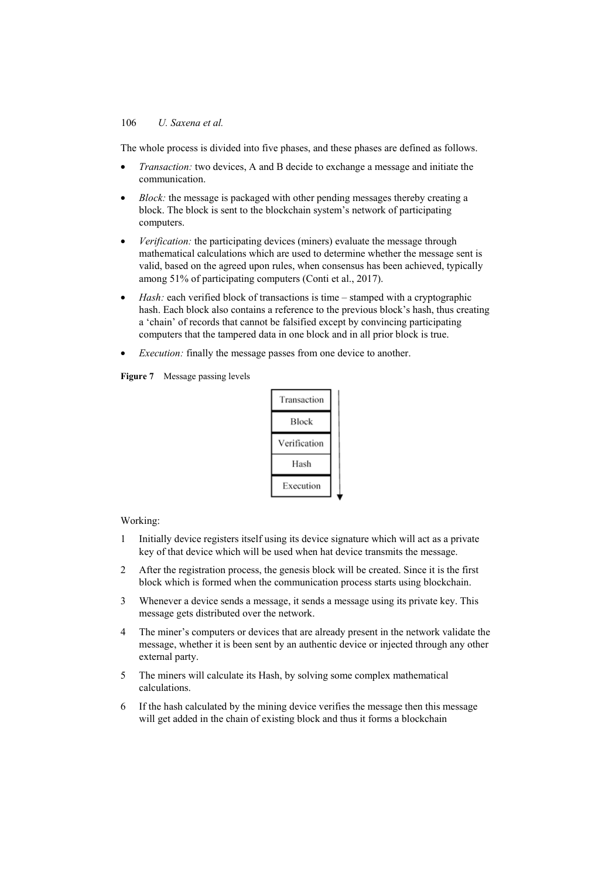The whole process is divided into five phases, and these phases are defined as follows.

- *Transaction:* two devices, A and B decide to exchange a message and initiate the communication.
- *Block:* the message is packaged with other pending messages thereby creating a block. The block is sent to the blockchain system's network of participating computers.
- *Verification:* the participating devices (miners) evaluate the message through mathematical calculations which are used to determine whether the message sent is valid, based on the agreed upon rules, when consensus has been achieved, typically among 51% of participating computers (Conti et al., 2017).
- *Hash:* each verified block of transactions is time – stamped with a cryptographic hash. Each block also contains a reference to the previous block's hash, thus creating a 'chain' of records that cannot be falsified except by convincing participating computers that the tampered data in one block and in all prior block is true.
- *Execution:* finally the message passes from one device to another.

**Figure 7** Message passing levels

| Transaction |
| --- |
| Block |
| Verification |
| Hash |
| Execution |

Working:

1. Initially device registers itself using its device signature which will act as a private key of that device which will be used when hat device transmits the message.
2. After the registration process, the genesis block will be created. Since it is the first block which is formed when the communication process starts using blockchain.
3. Whenever a device sends a message, it sends a message using its private key. This message gets distributed over the network.
4. The miner's computers or devices that are already present in the network validate the message, whether it is been sent by an authentic device or injected through any other external party.
5. The miners will calculate its Hash, by solving some complex mathematical calculations.
6. If the hash calculated by the mining device verifies the message then this message will get added in the chain of existing block and thus it forms a blockchain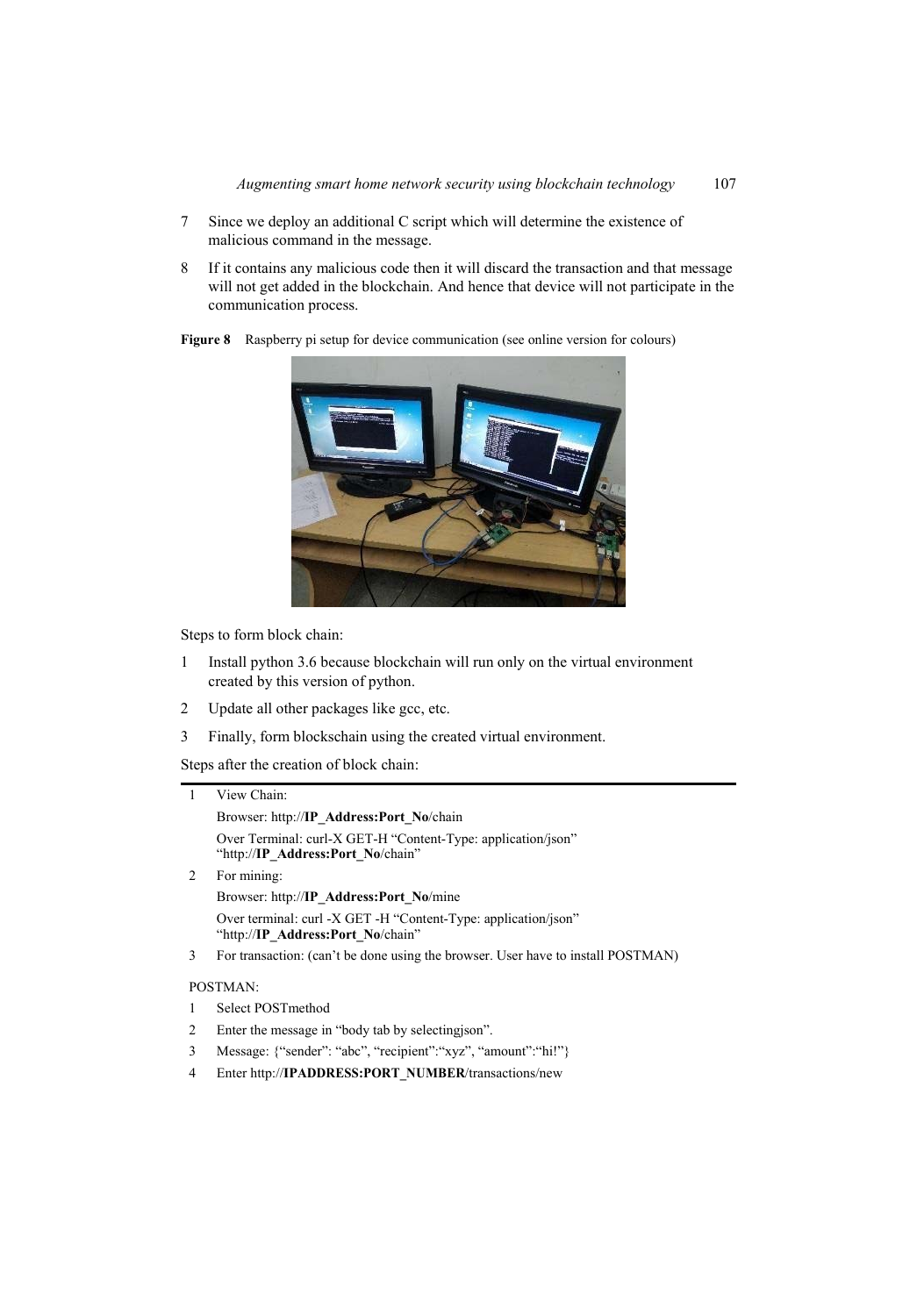7 Since we deploy an additional C script which will determine the existence of malicious command in the message.

8 If it contains any malicious code then it will discard the transaction and that message will not get added in the blockchain. And hence that device will not participate in the communication process.

**Figure 8** Raspberry pi setup for device communication (see online version for colours)

Steps to form block chain:

1 Install python 3.6 because blockchain will run only on the virtual environment created by this version of python.

2 Update all other packages like gcc, etc.

3 Finally, form blockschain using the created virtual environment.

Steps after the creation of block chain:

1 View Chain:

   Browser: http://**IP_Address:Port_No**/chain

   Over Terminal: curl-X GET-H "Content-Type: application/json" "http://**IP_Address:Port_No**/chain"

2 For mining:

   Browser: http://**IP_Address:Port_No**/mine

   Over terminal: curl -X GET -H "Content-Type: application/json" "http://**IP_Address:Port_No**/chain"

3 For transaction: (can't be done using the browser. User have to install POSTMAN)

POSTMAN:

1 Select POSTmethod

2 Enter the message in "body tab by selectingjson".

3 Message: {"sender": "abc", "recipient":"xyz", "amount":"hi!"}

4 Enter http://**IPADDRESS:PORT_NUMBER**/transactions/new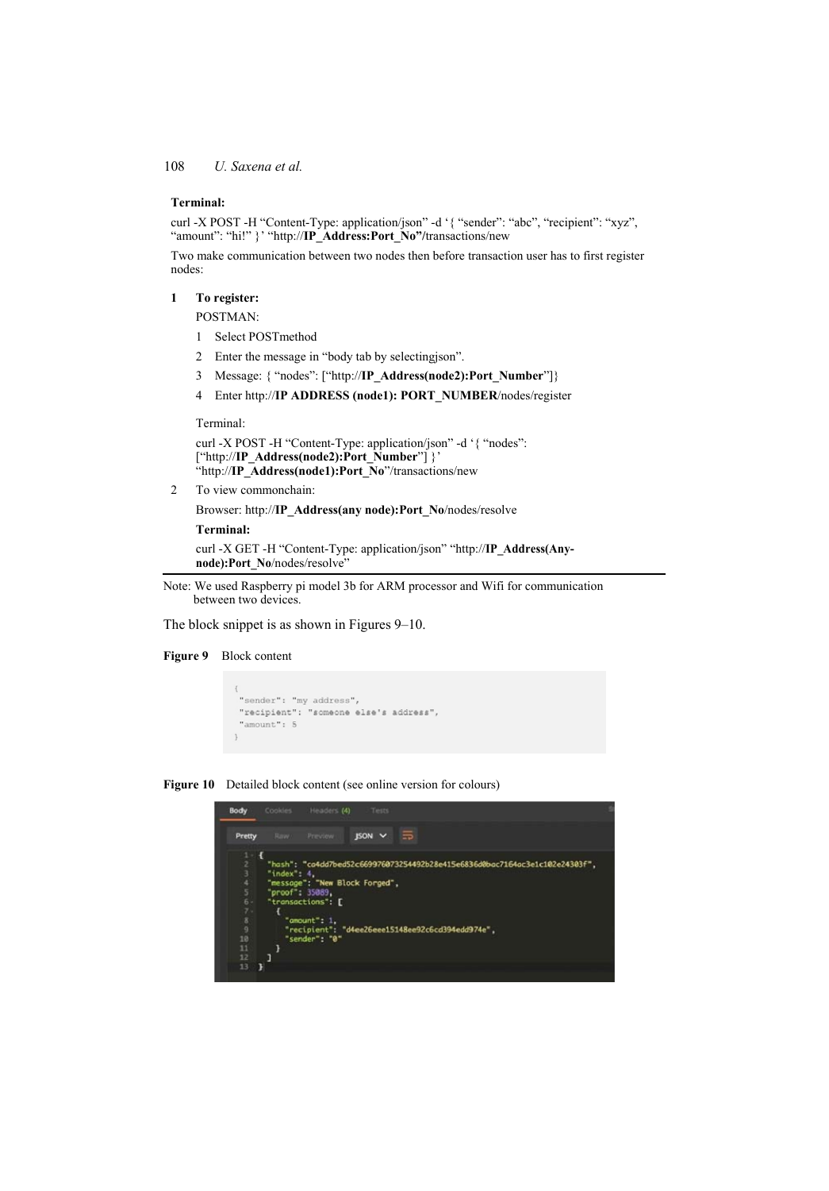**Terminal:**

curl -X POST -H “Content-Type: application/json” -d ‘{ “sender”: “abc”, “recipient”: “xyz”, “amount”: “hi!” }’ “http://**IP_Address:Port_No”**/transactions/new

Two make communication between two nodes then before transaction user has to first register nodes:

1 **To register:**

POSTMAN:

1. Select POSTmethod
2. Enter the message in “body tab by selectingjson”.
3. Message: { “nodes”: [“http://**IP_Address(node2):Port_Number**”]}
4. Enter http://**IP ADDRESS (node1): PORT_NUMBER**/nodes/register

Terminal:

curl -X POST -H “Content-Type: application/json” -d ‘{ “nodes”: [“http://**IP_Address(node2):Port_Number**”] }’ “http://**IP_Address(node1):Port_No**”/transactions/new

2 To view commonchain:

Browser: http://**IP_Address(any node):Port_No**/nodes/resolve

**Terminal:**

curl -X GET -H “Content-Type: application/json” “http://**IP_Address(Any-node):Port_No**/nodes/resolve”

Note: We used Raspberry pi model 3b for ARM processor and Wifi for communication between two devices.

The block snippet is as shown in Figures 9–10.

**Figure 9** Block content

```
{
 "sender": "my address",
 "recipient": "someone else's address",
 "amount": 5
}
```

**Figure 10** Detailed block content (see online version for colours)

```
{
  "hash": "ca4dd7bed52c669976073254492b28e415e6836d0bac7164ac3e1c102e24303f",
  "index": 4,
  "message": "New Block Forged",
  "proof": 35089,
  "transactions": [
    {
      "amount": 1,
      "recipient": "d4ee26eee15148ee92c6cd394edd974e",
      "sender": "0"
    }
  ]
}
```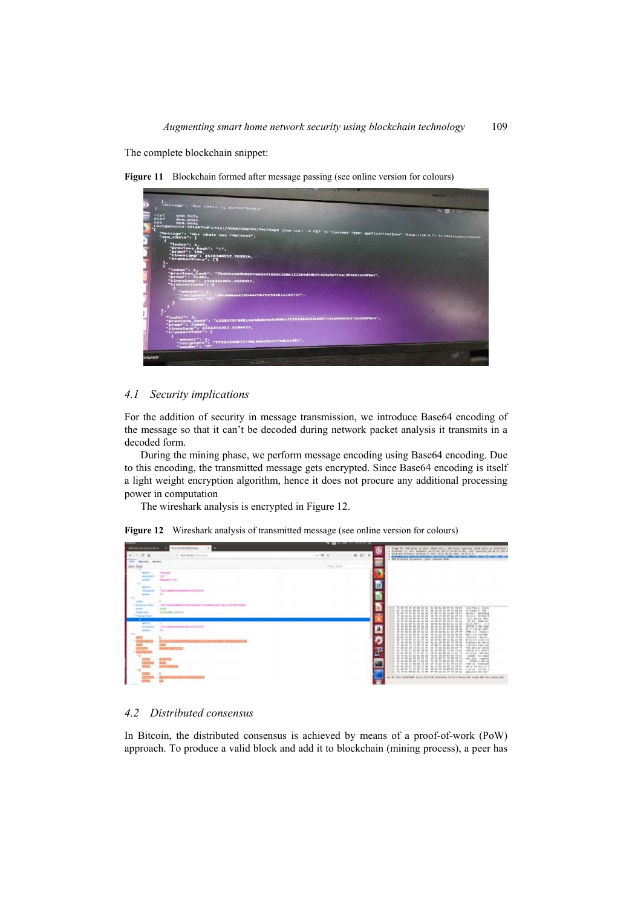The complete blockchain snippet:

**Figure 11** Blockchain formed after message passing (see online version for colours)

## 4.1 Security implications

For the addition of security in message transmission, we introduce Base64 encoding of the message so that it can't be decoded during network packet analysis it transmits in a decoded form.

During the mining phase, we perform message encoding using Base64 encoding. Due to this encoding, the transmitted message gets encrypted. Since Base64 encoding is itself a light weight encryption algorithm, hence it does not procure any additional processing power in computation

The wireshark analysis is encrypted in Figure 12.

**Figure 12** Wireshark analysis of transmitted message (see online version for colours)

## 4.2 Distributed consensus

In Bitcoin, the distributed consensus is achieved by means of a proof-of-work (PoW) approach. To produce a valid block and add it to blockchain (mining process), a peer has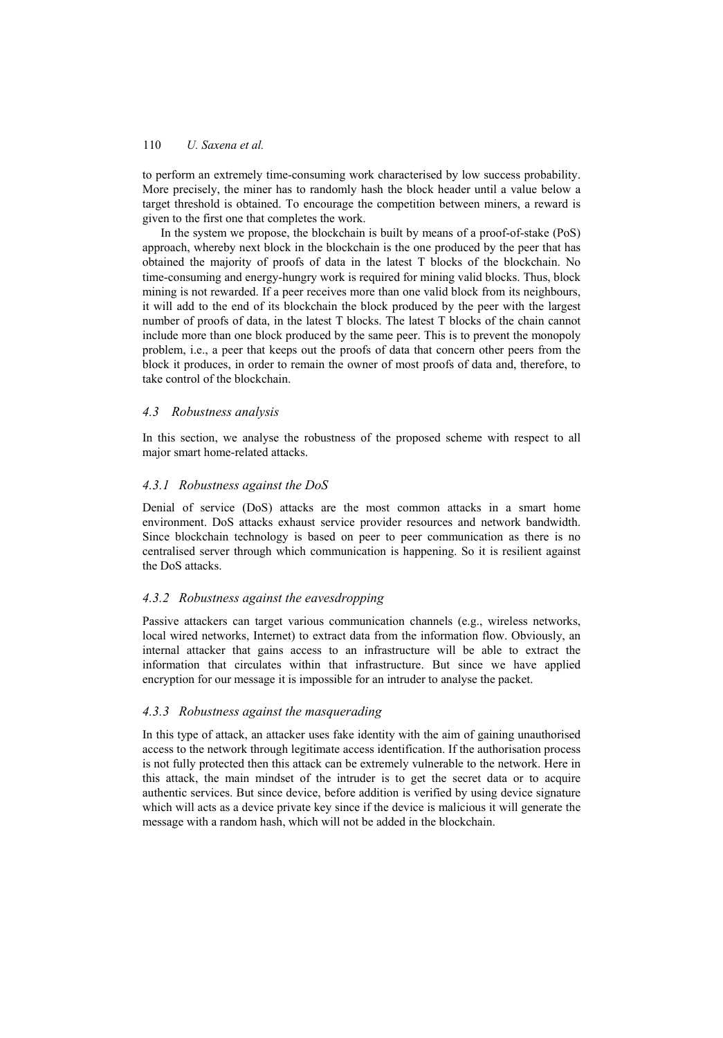to perform an extremely time-consuming work characterised by low success probability. More precisely, the miner has to randomly hash the block header until a value below a target threshold is obtained. To encourage the competition between miners, a reward is given to the first one that completes the work.

In the system we propose, the blockchain is built by means of a proof-of-stake (PoS) approach, whereby next block in the blockchain is the one produced by the peer that has obtained the majority of proofs of data in the latest T blocks of the blockchain. No time-consuming and energy-hungry work is required for mining valid blocks. Thus, block mining is not rewarded. If a peer receives more than one valid block from its neighbours, it will add to the end of its blockchain the block produced by the peer with the largest number of proofs of data, in the latest T blocks. The latest T blocks of the chain cannot include more than one block produced by the same peer. This is to prevent the monopoly problem, i.e., a peer that keeps out the proofs of data that concern other peers from the block it produces, in order to remain the owner of most proofs of data and, therefore, to take control of the blockchain.

### *4.3 Robustness analysis*

In this section, we analyse the robustness of the proposed scheme with respect to all major smart home-related attacks.

#### *4.3.1 Robustness against the DoS*

Denial of service (DoS) attacks are the most common attacks in a smart home environment. DoS attacks exhaust service provider resources and network bandwidth. Since blockchain technology is based on peer to peer communication as there is no centralised server through which communication is happening. So it is resilient against the DoS attacks.

#### *4.3.2 Robustness against the eavesdropping*

Passive attackers can target various communication channels (e.g., wireless networks, local wired networks, Internet) to extract data from the information flow. Obviously, an internal attacker that gains access to an infrastructure will be able to extract the information that circulates within that infrastructure. But since we have applied encryption for our message it is impossible for an intruder to analyse the packet.

#### *4.3.3 Robustness against the masquerading*

In this type of attack, an attacker uses fake identity with the aim of gaining unauthorised access to the network through legitimate access identification. If the authorisation process is not fully protected then this attack can be extremely vulnerable to the network. Here in this attack, the main mindset of the intruder is to get the secret data or to acquire authentic services. But since device, before addition is verified by using device signature which will acts as a device private key since if the device is malicious it will generate the message with a random hash, which will not be added in the blockchain.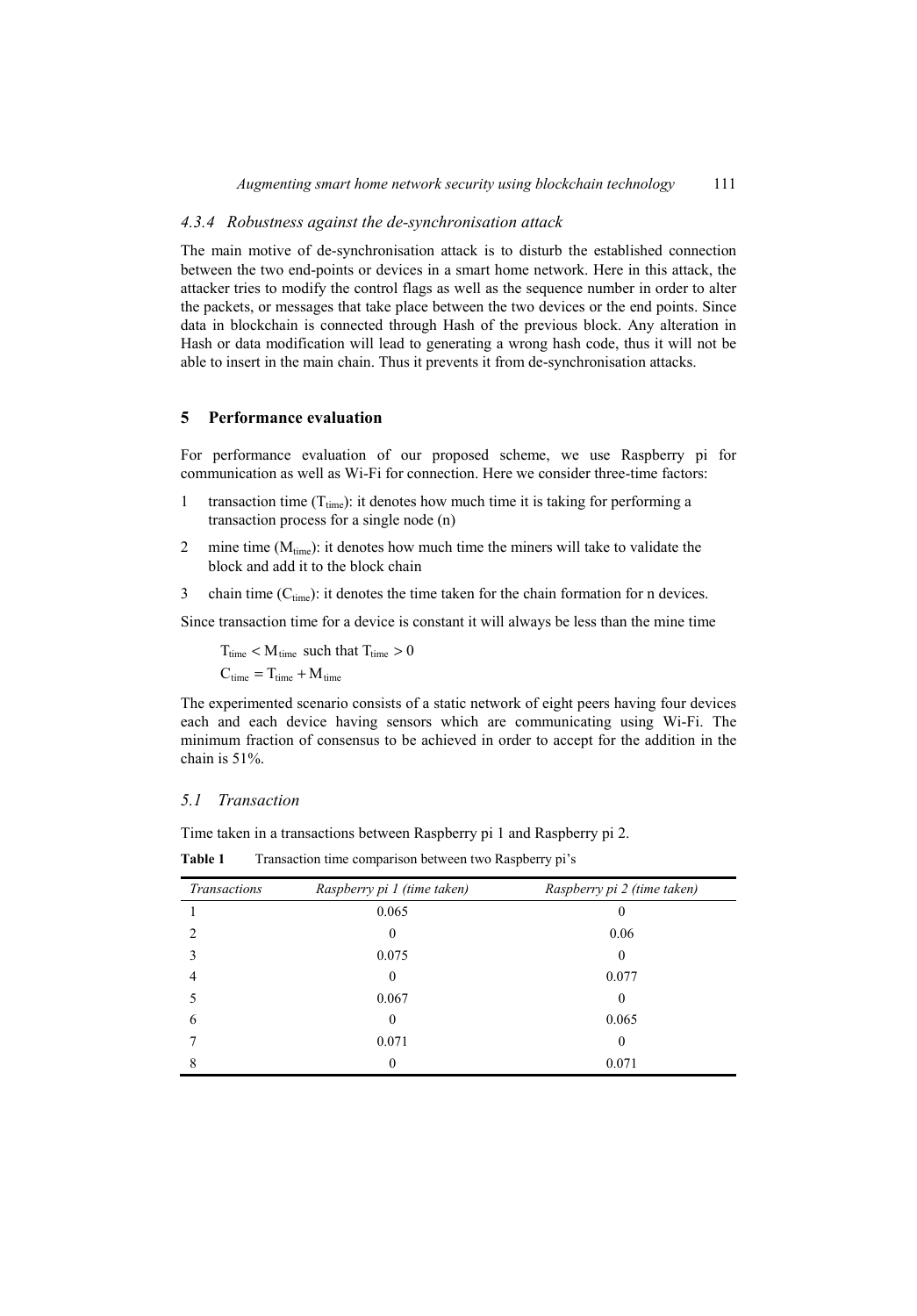### 4.3.4 Robustness against the de-synchronisation attack

The main motive of de-synchronisation attack is to disturb the established connection between the two end-points or devices in a smart home network. Here in this attack, the attacker tries to modify the control flags as well as the sequence number in order to alter the packets, or messages that take place between the two devices or the end points. Since data in blockchain is connected through Hash of the previous block. Any alteration in Hash or data modification will lead to generating a wrong hash code, thus it will not be able to insert in the main chain. Thus it prevents it from de-synchronisation attacks.

## 5 Performance evaluation

For performance evaluation of our proposed scheme, we use Raspberry pi for communication as well as Wi-Fi for connection. Here we consider three-time factors:

1. transaction time ($T_{time}$): it denotes how much time it is taking for performing a transaction process for a single node (n)
2. mine time ($M_{time}$): it denotes how much time the miners will take to validate the block and add it to the block chain
3. chain time ($C_{time}$): it denotes the time taken for the chain formation for n devices.

Since transaction time for a device is constant it will always be less than the mine time

$$T_{time} < M_{time} \text{ such that } T_{time} > 0$$

$$C_{time} = T_{time} + M_{time}$$

The experimented scenario consists of a static network of eight peers having four devices each and each device having sensors which are communicating using Wi-Fi. The minimum fraction of consensus to be achieved in order to accept for the addition in the chain is 51%.

### 5.1 Transaction

Time taken in a transactions between Raspberry pi 1 and Raspberry pi 2.

**Table 1** Transaction time comparison between two Raspberry pi's

| *Transactions* | *Raspberry pi 1 (time taken)* | *Raspberry pi 2 (time taken)* |
|---|---|---|
| 1 | 0.065 | 0 |
| 2 | 0 | 0.06 |
| 3 | 0.075 | 0 |
| 4 | 0 | 0.077 |
| 5 | 0.067 | 0 |
| 6 | 0 | 0.065 |
| 7 | 0.071 | 0 |
| 8 | 0 | 0.071 |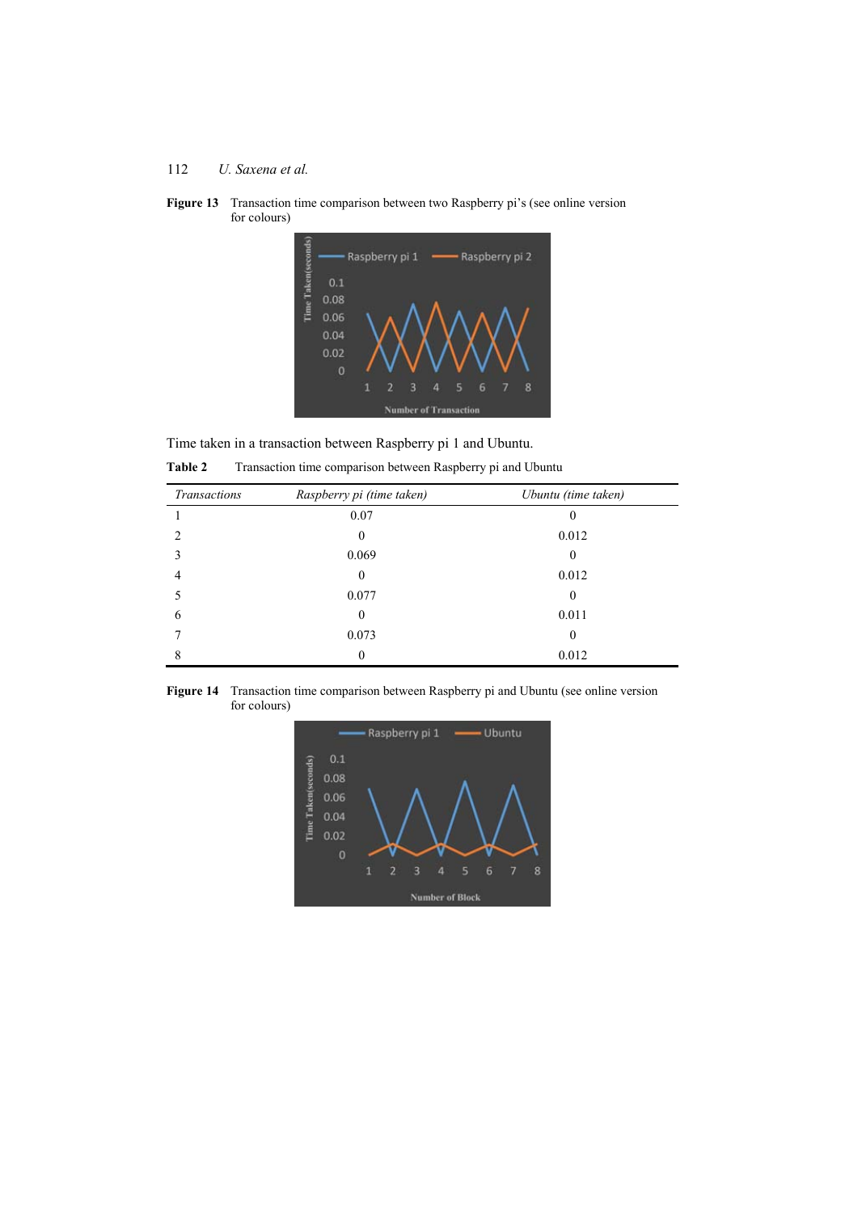**Figure 13** Transaction time comparison between two Raspberry pi's (see online version for colours)

Time taken in a transaction between Raspberry pi 1 and Ubuntu.

**Table 2** Transaction time comparison between Raspberry pi and Ubuntu

| *Transactions* | *Raspberry pi (time taken)* | *Ubuntu (time taken)* |
|---|---|---|
| 1 | 0.07 | 0 |
| 2 | 0 | 0.012 |
| 3 | 0.069 | 0 |
| 4 | 0 | 0.012 |
| 5 | 0.077 | 0 |
| 6 | 0 | 0.011 |
| 7 | 0.073 | 0 |
| 8 | 0 | 0.012 |

**Figure 14** Transaction time comparison between Raspberry pi and Ubuntu (see online version for colours)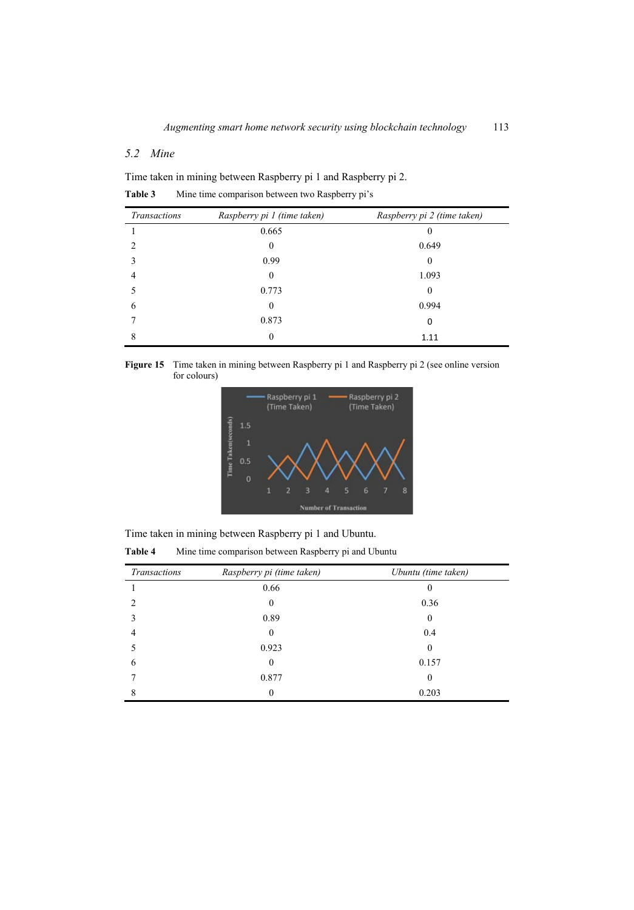### 5.2 Mine

Time taken in mining between Raspberry pi 1 and Raspberry pi 2.

**Table 3** Mine time comparison between two Raspberry pi's

| *Transactions* | *Raspberry pi 1 (time taken)* | *Raspberry pi 2 (time taken)* |
|---|---|---|
| 1 | 0.665 | 0 |
| 2 | 0 | 0.649 |
| 3 | 0.99 | 0 |
| 4 | 0 | 1.093 |
| 5 | 0.773 | 0 |
| 6 | 0 | 0.994 |
| 7 | 0.873 | 0 |
| 8 | 0 | 1.11 |

**Figure 15** Time taken in mining between Raspberry pi 1 and Raspberry pi 2 (see online version for colours)

Time taken in mining between Raspberry pi 1 and Ubuntu.

**Table 4** Mine time comparison between Raspberry pi and Ubuntu

| *Transactions* | *Raspberry pi (time taken)* | *Ubuntu (time taken)* |
|---|---|---|
| 1 | 0.66 | 0 |
| 2 | 0 | 0.36 |
| 3 | 0.89 | 0 |
| 4 | 0 | 0.4 |
| 5 | 0.923 | 0 |
| 6 | 0 | 0.157 |
| 7 | 0.877 | 0 |
| 8 | 0 | 0.203 |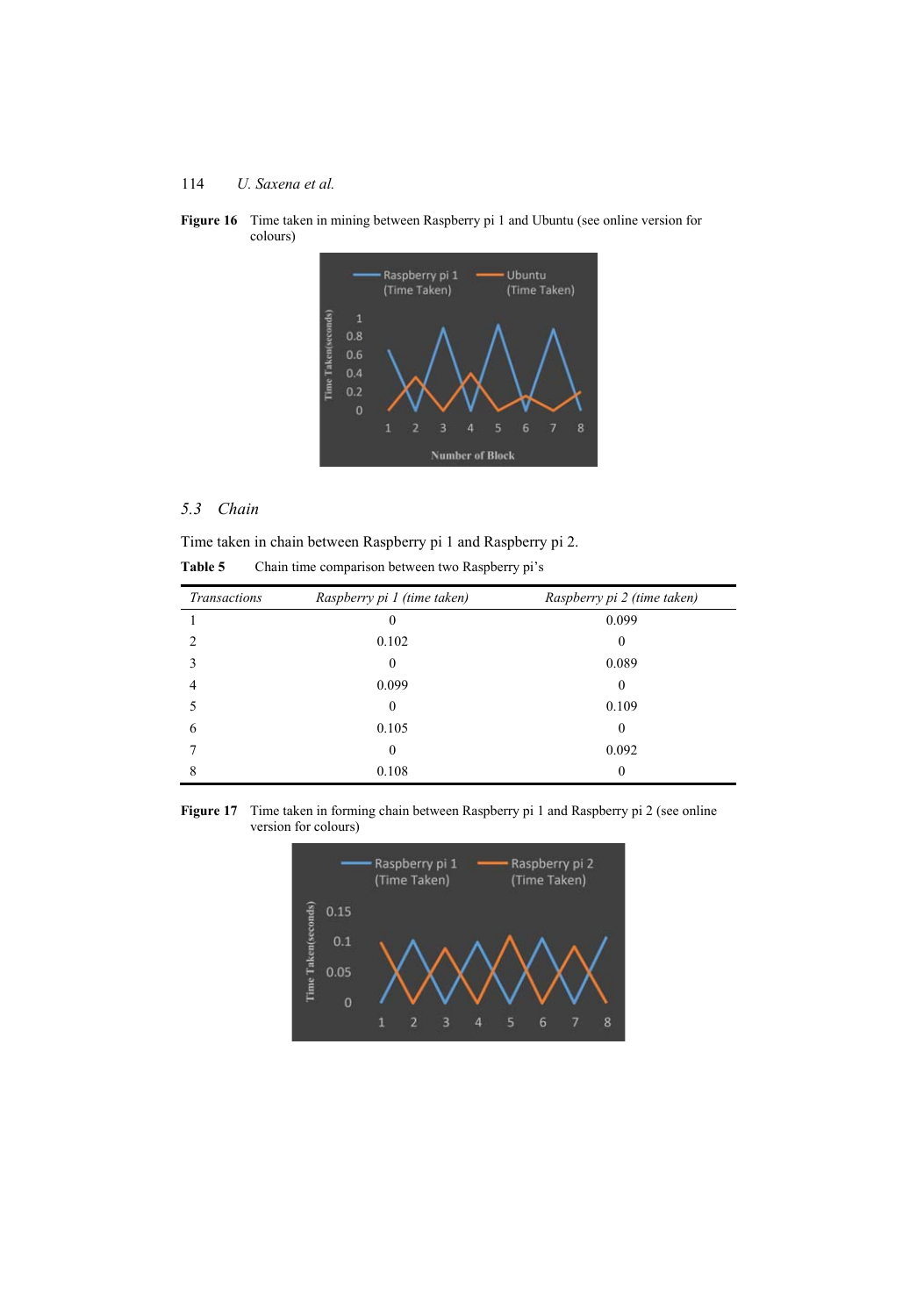**Figure 16** Time taken in mining between Raspberry pi 1 and Ubuntu (see online version for colours)

### 5.3 Chain

Time taken in chain between Raspberry pi 1 and Raspberry pi 2.

**Table 5** Chain time comparison between two Raspberry pi's

| *Transactions* | *Raspberry pi 1 (time taken)* | *Raspberry pi 2 (time taken)* |
|---|---|---|
| 1 | 0 | 0.099 |
| 2 | 0.102 | 0 |
| 3 | 0 | 0.089 |
| 4 | 0.099 | 0 |
| 5 | 0 | 0.109 |
| 6 | 0.105 | 0 |
| 7 | 0 | 0.092 |
| 8 | 0.108 | 0 |

**Figure 17** Time taken in forming chain between Raspberry pi 1 and Raspberry pi 2 (see online version for colours)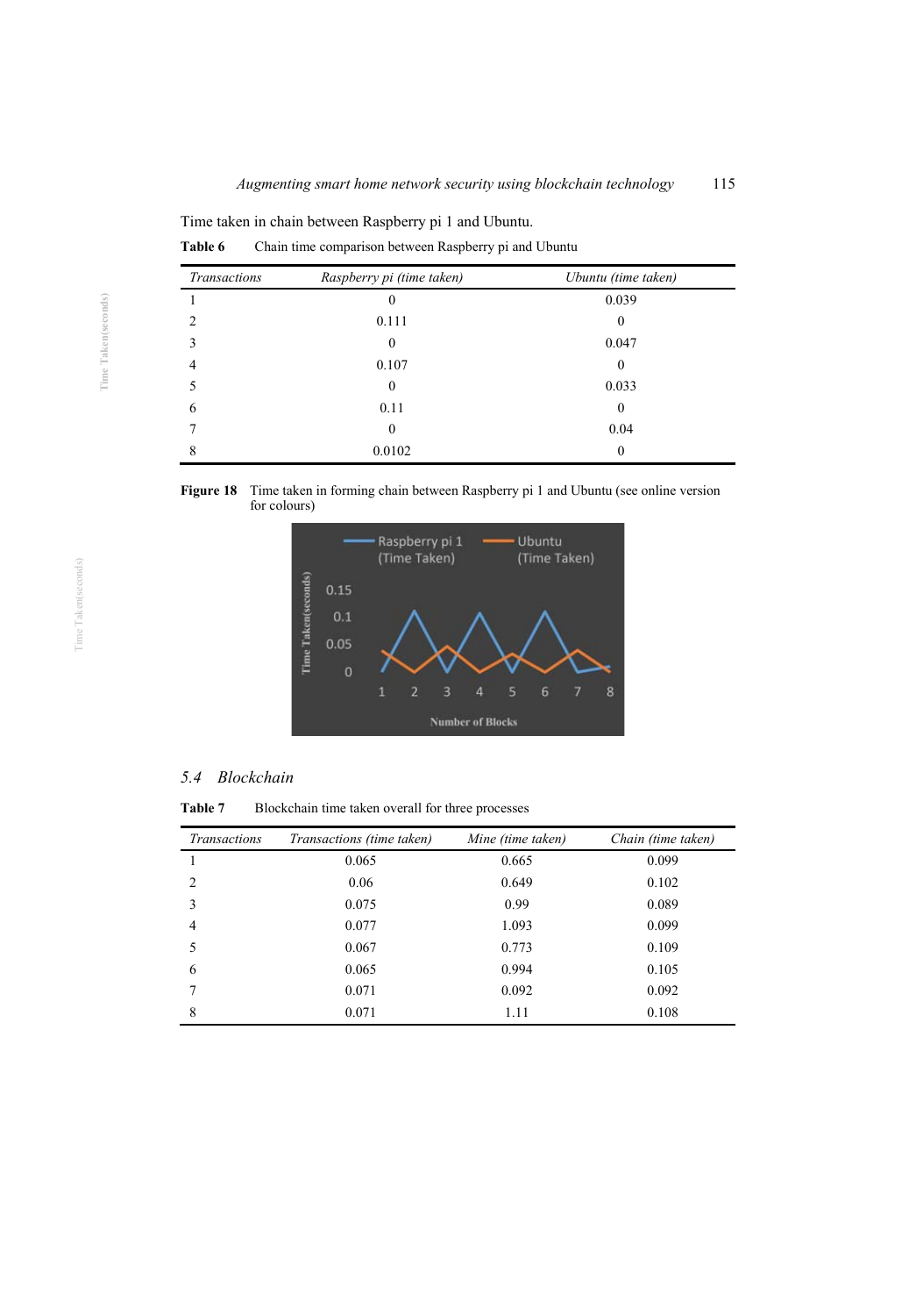Time taken in chain between Raspberry pi 1 and Ubuntu.

**Table 6** Chain time comparison between Raspberry pi and Ubuntu

| *Transactions* | *Raspberry pi (time taken)* | *Ubuntu (time taken)* |
|---|---|---|
| 1 | 0 | 0.039 |
| 2 | 0.111 | 0 |
| 3 | 0 | 0.047 |
| 4 | 0.107 | 0 |
| 5 | 0 | 0.033 |
| 6 | 0.11 | 0 |
| 7 | 0 | 0.04 |
| 8 | 0.0102 | 0 |

**Figure 18** Time taken in forming chain between Raspberry pi 1 and Ubuntu (see online version for colours)

## 5.4 Blockchain

**Table 7** Blockchain time taken overall for three processes

| *Transactions* | *Transactions (time taken)* | *Mine (time taken)* | *Chain (time taken)* |
|---|---|---|---|
| 1 | 0.065 | 0.665 | 0.099 |
| 2 | 0.06 | 0.649 | 0.102 |
| 3 | 0.075 | 0.99 | 0.089 |
| 4 | 0.077 | 1.093 | 0.099 |
| 5 | 0.067 | 0.773 | 0.109 |
| 6 | 0.065 | 0.994 | 0.105 |
| 7 | 0.071 | 0.092 | 0.092 |
| 8 | 0.071 | 1.11 | 0.108 |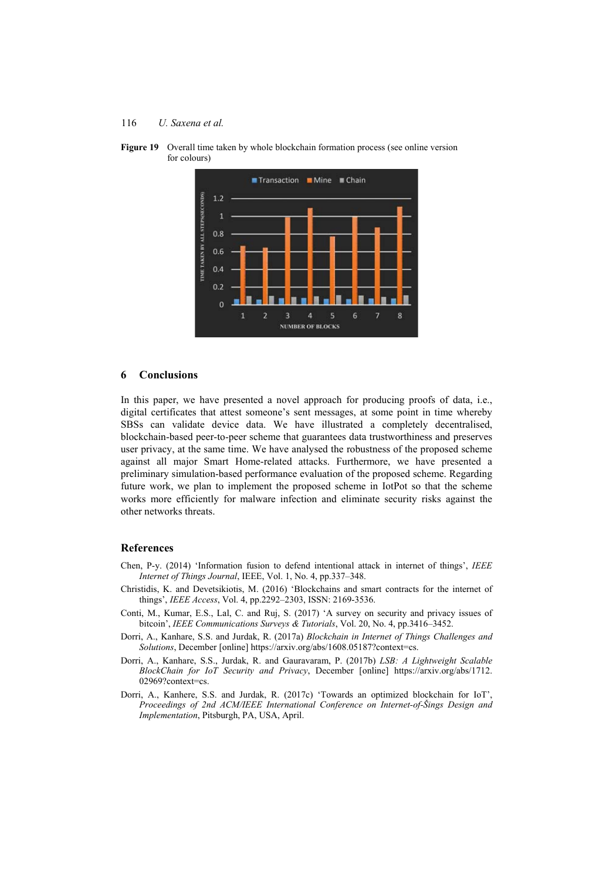**Figure 19** Overall time taken by whole blockchain formation process (see online version for colours)

## 6 Conclusions

In this paper, we have presented a novel approach for producing proofs of data, i.e., digital certificates that attest someone's sent messages, at some point in time whereby SBSs can validate device data. We have illustrated a completely decentralised, blockchain-based peer-to-peer scheme that guarantees data trustworthiness and preserves user privacy, at the same time. We have analysed the robustness of the proposed scheme against all major Smart Home-related attacks. Furthermore, we have presented a preliminary simulation-based performance evaluation of the proposed scheme. Regarding future work, we plan to implement the proposed scheme in IotPot so that the scheme works more efficiently for malware infection and eliminate security risks against the other networks threats.

## References

Chen, P-y. (2014) 'Information fusion to defend intentional attack in internet of things', *IEEE Internet of Things Journal*, IEEE, Vol. 1, No. 4, pp.337–348.

Christidis, K. and Devetsikiotis, M. (2016) 'Blockchains and smart contracts for the internet of things', *IEEE Access*, Vol. 4, pp.2292–2303, ISSN: 2169-3536.

Conti, M., Kumar, E.S., Lal, C. and Ruj, S. (2017) 'A survey on security and privacy issues of bitcoin', *IEEE Communications Surveys & Tutorials*, Vol. 20, No. 4, pp.3416–3452.

Dorri, A., Kanhare, S.S. and Jurdak, R. (2017a) *Blockchain in Internet of Things Challenges and Solutions*, December [online] https://arxiv.org/abs/1608.05187?context=cs.

Dorri, A., Kanhare, S.S., Jurdak, R. and Gauravaram, P. (2017b) *LSB: A Lightweight Scalable BlockChain for IoT Security and Privacy*, December [online] https://arxiv.org/abs/1712.02969?context=cs.

Dorri, A., Kanhere, S.S. and Jurdak, R. (2017c) 'Towards an optimized blockchain for IoT', *Proceedings of 2nd ACM/IEEE International Conference on Internet-of-Šings Design and Implementation*, Pitsburgh, PA, USA, April.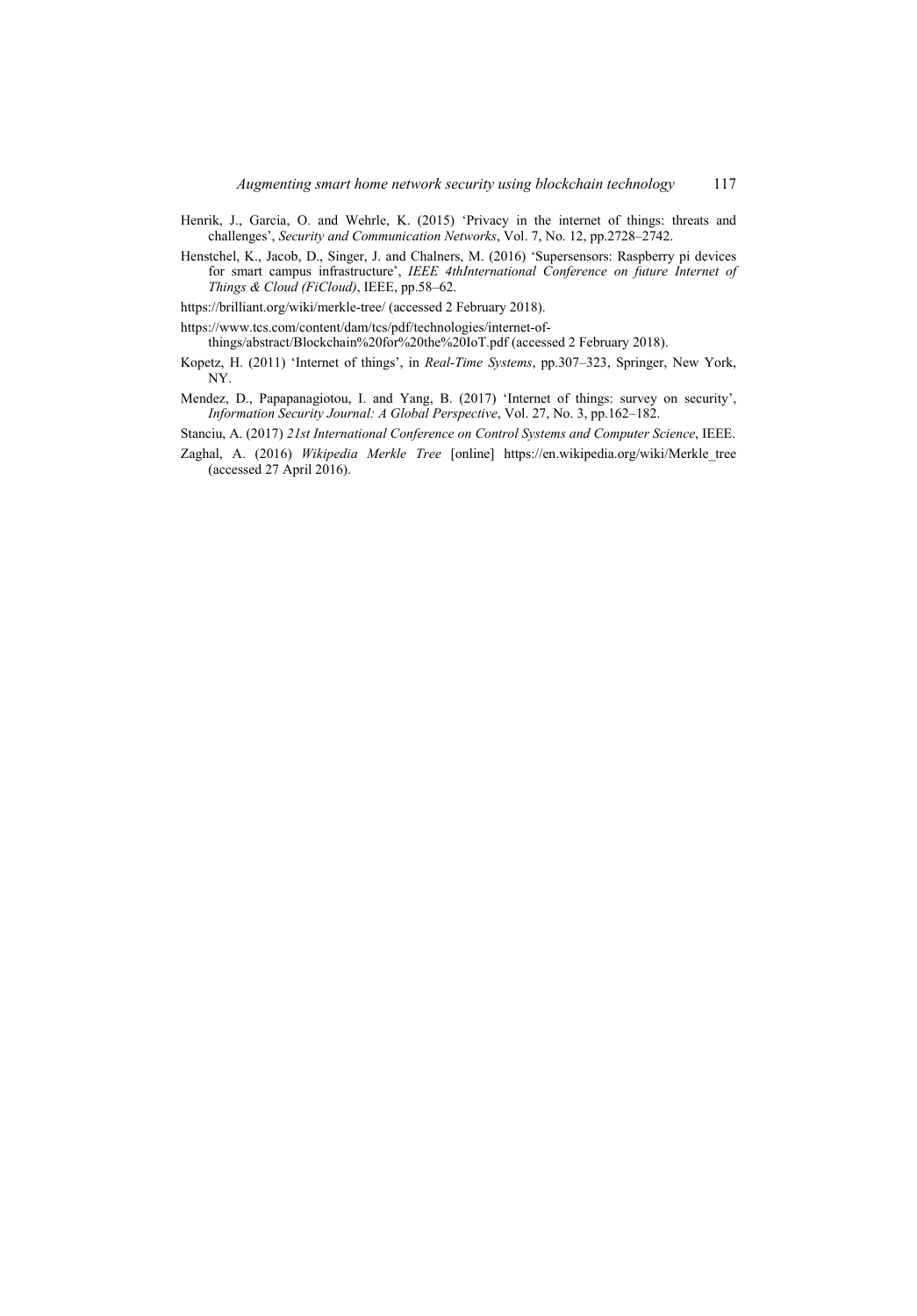Henrik, J., Garcia, O. and Wehrle, K. (2015) 'Privacy in the internet of things: threats and challenges', *Security and Communication Networks*, Vol. 7, No. 12, pp.2728–2742.

Henstchel, K., Jacob, D., Singer, J. and Chalners, M. (2016) 'Supersensors: Raspberry pi devices for smart campus infrastructure', *IEEE 4thInternational Conference on future Internet of Things & Cloud (FiCloud)*, IEEE, pp.58–62.

https://brilliant.org/wiki/merkle-tree/ (accessed 2 February 2018).

https://www.tcs.com/content/dam/tcs/pdf/technologies/internet-of-things/abstract/Blockchain%20for%20the%20IoT.pdf (accessed 2 February 2018).

Kopetz, H. (2011) 'Internet of things', in *Real-Time Systems*, pp.307–323, Springer, New York, NY.

Mendez, D., Papapanagiotou, I. and Yang, B. (2017) 'Internet of things: survey on security', *Information Security Journal: A Global Perspective*, Vol. 27, No. 3, pp.162–182.

Stanciu, A. (2017) *21st International Conference on Control Systems and Computer Science*, IEEE.

Zaghal, A. (2016) *Wikipedia Merkle Tree* [online] https://en.wikipedia.org/wiki/Merkle_tree (accessed 27 April 2016).